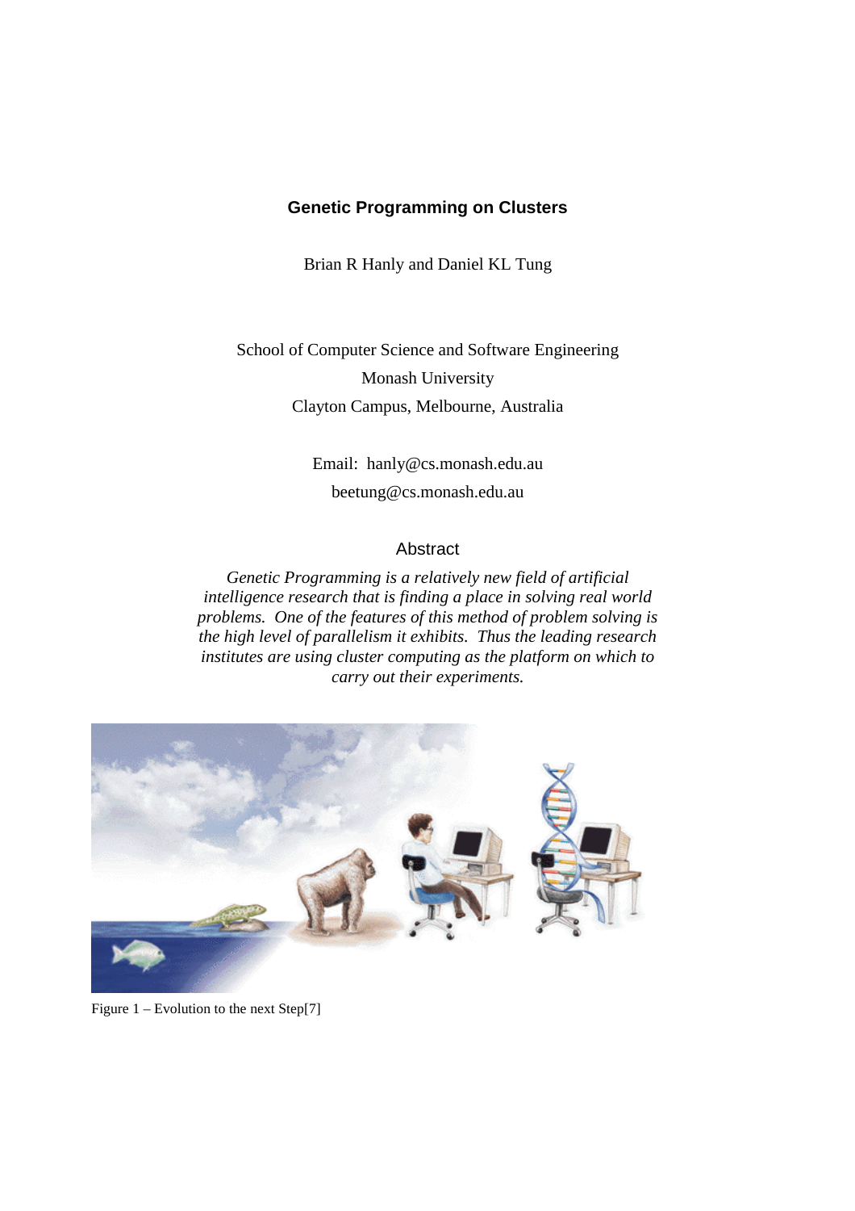# Genetic Programming on Clusters

Brian R Hanly and Daniel KL Tung

School of Computer Science and Software Engineering
Monash University
Clayton Campus, Melbourne, Australia

Email: hanly@cs.monash.edu.au
beetung@cs.monash.edu.au

## Abstract

*Genetic Programming is a relatively new field of artificial intelligence research that is finding a place in solving real world problems. One of the features of this method of problem solving is the high level of parallelism it exhibits. Thus the leading research institutes are using cluster computing as the platform on which to carry out their experiments.*

Figure 1 – Evolution to the next Step[7]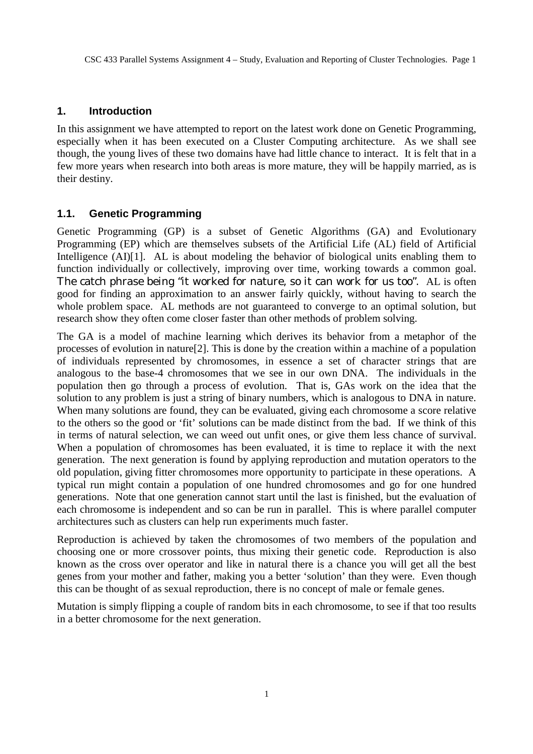# 1. Introduction

In this assignment we have attempted to report on the latest work done on Genetic Programming, especially when it has been executed on a Cluster Computing architecture. As we shall see though, the young lives of these two domains have had little chance to interact. It is felt that in a few more years when research into both areas is more mature, they will be happily married, as is their destiny.

## 1.1. Genetic Programming

Genetic Programming (GP) is a subset of Genetic Algorithms (GA) and Evolutionary Programming (EP) which are themselves subsets of the Artificial Life (AL) field of Artificial Intelligence (AI)[1]. AL is about modeling the behavior of biological units enabling them to function individually or collectively, improving over time, working towards a common goal. The catch phrase being "it worked for nature, so it can work for us too". AL is often good for finding an approximation to an answer fairly quickly, without having to search the whole problem space. AL methods are not guaranteed to converge to an optimal solution, but research show they often come closer faster than other methods of problem solving.

The GA is a model of machine learning which derives its behavior from a metaphor of the processes of evolution in nature[2]. This is done by the creation within a machine of a population of individuals represented by chromosomes, in essence a set of character strings that are analogous to the base-4 chromosomes that we see in our own DNA. The individuals in the population then go through a process of evolution. That is, GAs work on the idea that the solution to any problem is just a string of binary numbers, which is analogous to DNA in nature. When many solutions are found, they can be evaluated, giving each chromosome a score relative to the others so the good or 'fit' solutions can be made distinct from the bad. If we think of this in terms of natural selection, we can weed out unfit ones, or give them less chance of survival. When a population of chromosomes has been evaluated, it is time to replace it with the next generation. The next generation is found by applying reproduction and mutation operators to the old population, giving fitter chromosomes more opportunity to participate in these operations. A typical run might contain a population of one hundred chromosomes and go for one hundred generations. Note that one generation cannot start until the last is finished, but the evaluation of each chromosome is independent and so can be run in parallel. This is where parallel computer architectures such as clusters can help run experiments much faster.

Reproduction is achieved by taken the chromosomes of two members of the population and choosing one or more crossover points, thus mixing their genetic code. Reproduction is also known as the cross over operator and like in natural there is a chance you will get all the best genes from your mother and father, making you a better 'solution' than they were. Even though this can be thought of as sexual reproduction, there is no concept of male or female genes.

Mutation is simply flipping a couple of random bits in each chromosome, to see if that too results in a better chromosome for the next generation.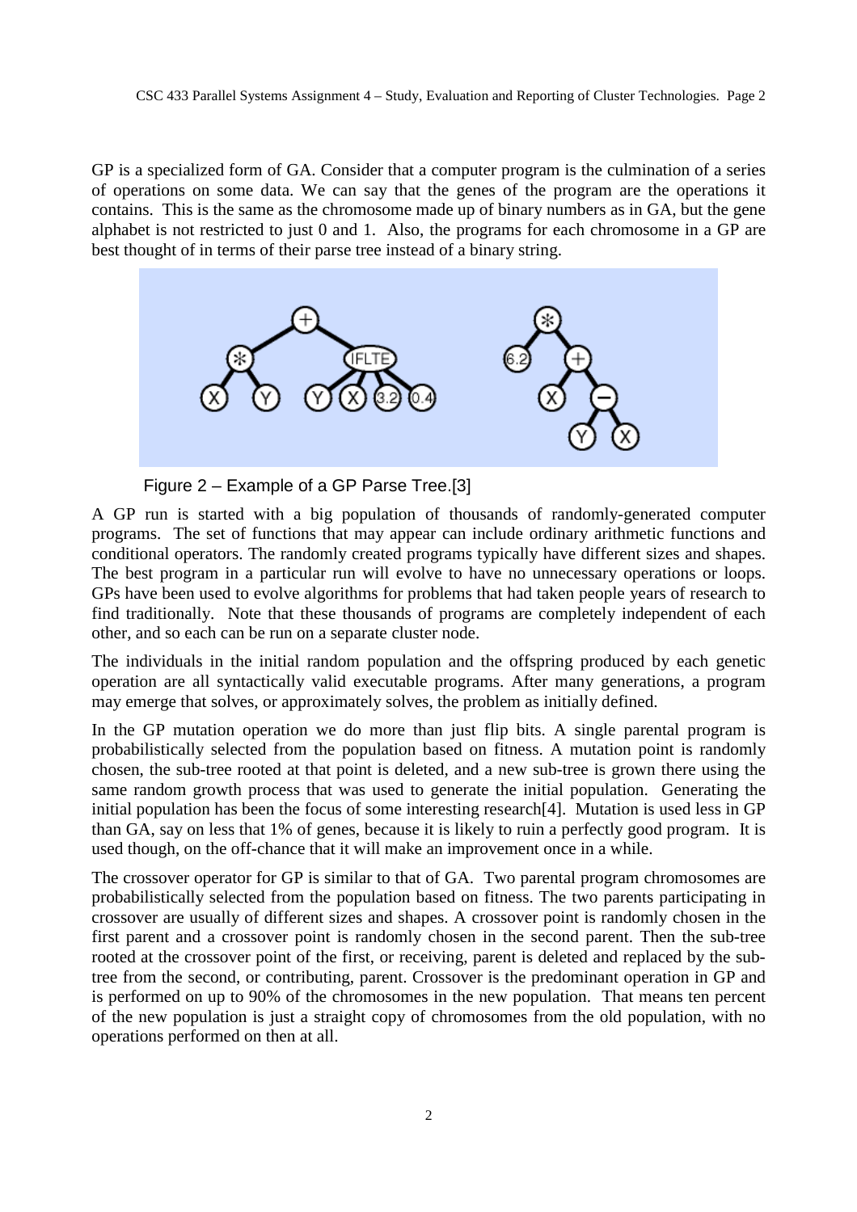GP is a specialized form of GA. Consider that a computer program is the culmination of a series of operations on some data. We can say that the genes of the program are the operations it contains. This is the same as the chromosome made up of binary numbers as in GA, but the gene alphabet is not restricted to just 0 and 1. Also, the programs for each chromosome in a GP are best thought of in terms of their parse tree instead of a binary string.

Figure 2 – Example of a GP Parse Tree.[3]

A GP run is started with a big population of thousands of randomly-generated computer programs. The set of functions that may appear can include ordinary arithmetic functions and conditional operators. The randomly created programs typically have different sizes and shapes. The best program in a particular run will evolve to have no unnecessary operations or loops. GPs have been used to evolve algorithms for problems that had taken people years of research to find traditionally. Note that these thousands of programs are completely independent of each other, and so each can be run on a separate cluster node.

The individuals in the initial random population and the offspring produced by each genetic operation are all syntactically valid executable programs. After many generations, a program may emerge that solves, or approximately solves, the problem as initially defined.

In the GP mutation operation we do more than just flip bits. A single parental program is probabilistically selected from the population based on fitness. A mutation point is randomly chosen, the sub-tree rooted at that point is deleted, and a new sub-tree is grown there using the same random growth process that was used to generate the initial population. Generating the initial population has been the focus of some interesting research[4]. Mutation is used less in GP than GA, say on less that 1% of genes, because it is likely to ruin a perfectly good program. It is used though, on the off-chance that it will make an improvement once in a while.

The crossover operator for GP is similar to that of GA. Two parental program chromosomes are probabilistically selected from the population based on fitness. The two parents participating in crossover are usually of different sizes and shapes. A crossover point is randomly chosen in the first parent and a crossover point is randomly chosen in the second parent. Then the sub-tree rooted at the crossover point of the first, or receiving, parent is deleted and replaced by the sub-tree from the second, or contributing, parent. Crossover is the predominant operation in GP and is performed on up to 90% of the chromosomes in the new population. That means ten percent of the new population is just a straight copy of chromosomes from the old population, with no operations performed on then at all.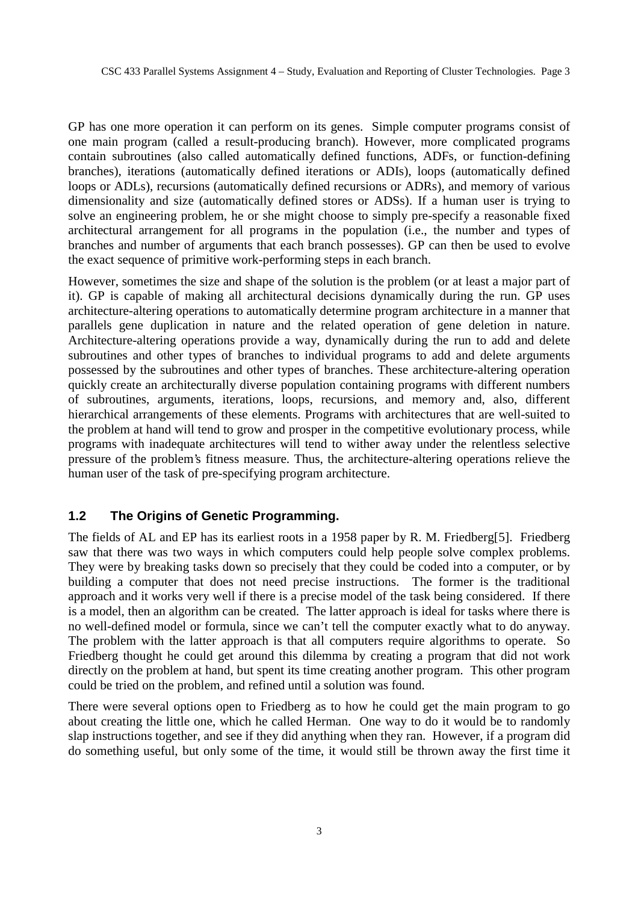GP has one more operation it can perform on its genes. Simple computer programs consist of one main program (called a result-producing branch). However, more complicated programs contain subroutines (also called automatically defined functions, ADFs, or function-defining branches), iterations (automatically defined iterations or ADIs), loops (automatically defined loops or ADLs), recursions (automatically defined recursions or ADRs), and memory of various dimensionality and size (automatically defined stores or ADSs). If a human user is trying to solve an engineering problem, he or she might choose to simply pre-specify a reasonable fixed architectural arrangement for all programs in the population (i.e., the number and types of branches and number of arguments that each branch possesses). GP can then be used to evolve the exact sequence of primitive work-performing steps in each branch.

However, sometimes the size and shape of the solution is the problem (or at least a major part of it). GP is capable of making all architectural decisions dynamically during the run. GP uses architecture-altering operations to automatically determine program architecture in a manner that parallels gene duplication in nature and the related operation of gene deletion in nature. Architecture-altering operations provide a way, dynamically during the run to add and delete subroutines and other types of branches to individual programs to add and delete arguments possessed by the subroutines and other types of branches. These architecture-altering operation quickly create an architecturally diverse population containing programs with different numbers of subroutines, arguments, iterations, loops, recursions, and memory and, also, different hierarchical arrangements of these elements. Programs with architectures that are well-suited to the problem at hand will tend to grow and prosper in the competitive evolutionary process, while programs with inadequate architectures will tend to wither away under the relentless selective pressure of the problem's fitness measure. Thus, the architecture-altering operations relieve the human user of the task of pre-specifying program architecture.

## 1.2 The Origins of Genetic Programming.

The fields of AL and EP has its earliest roots in a 1958 paper by R. M. Friedberg[5]. Friedberg saw that there was two ways in which computers could help people solve complex problems. They were by breaking tasks down so precisely that they could be coded into a computer, or by building a computer that does not need precise instructions. The former is the traditional approach and it works very well if there is a precise model of the task being considered. If there is a model, then an algorithm can be created. The latter approach is ideal for tasks where there is no well-defined model or formula, since we can't tell the computer exactly what to do anyway. The problem with the latter approach is that all computers require algorithms to operate. So Friedberg thought he could get around this dilemma by creating a program that did not work directly on the problem at hand, but spent its time creating another program. This other program could be tried on the problem, and refined until a solution was found.

There were several options open to Friedberg as to how he could get the main program to go about creating the little one, which he called Herman. One way to do it would be to randomly slap instructions together, and see if they did anything when they ran. However, if a program did do something useful, but only some of the time, it would still be thrown away the first time it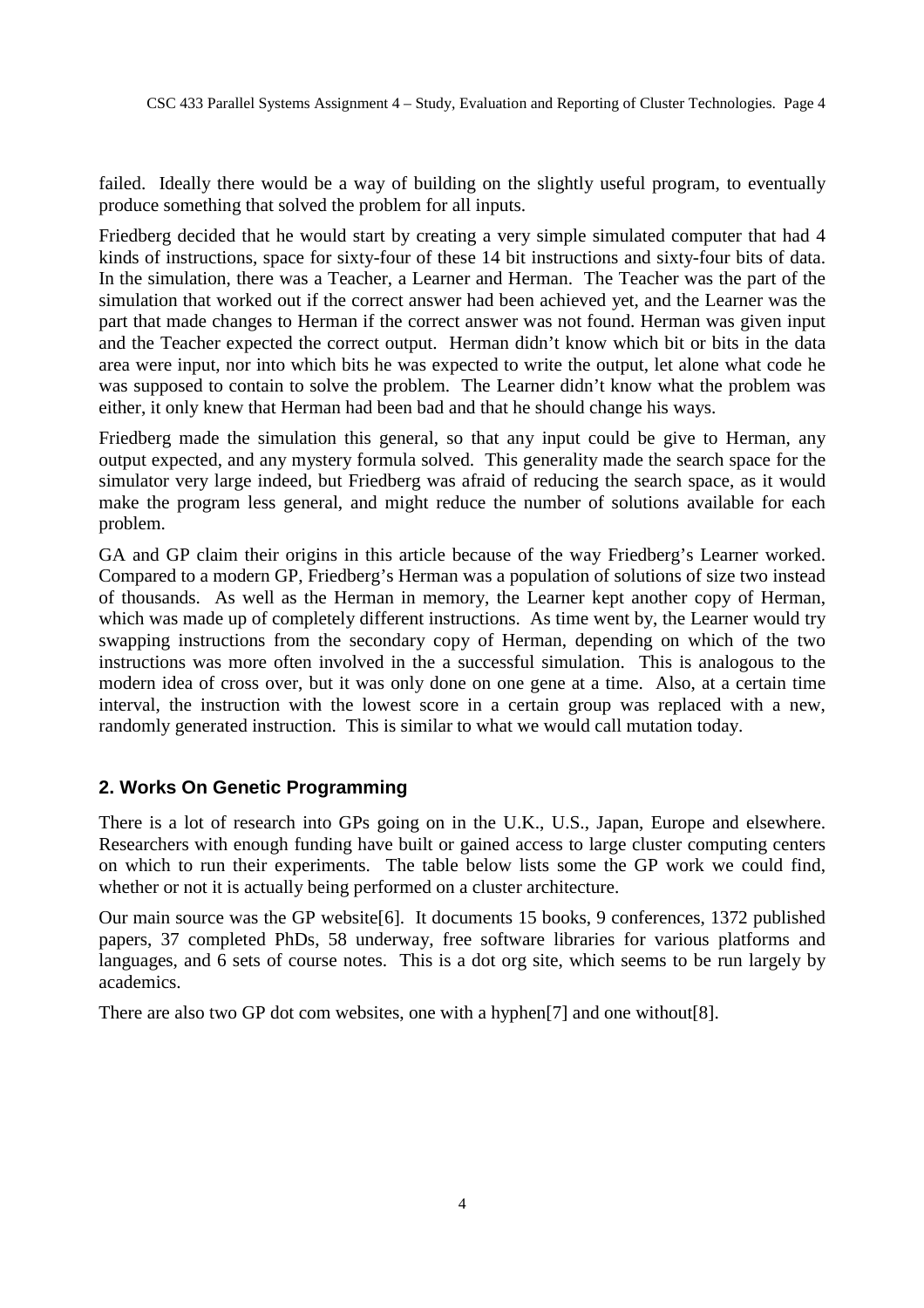failed. Ideally there would be a way of building on the slightly useful program, to eventually produce something that solved the problem for all inputs.

Friedberg decided that he would start by creating a very simple simulated computer that had 4 kinds of instructions, space for sixty-four of these 14 bit instructions and sixty-four bits of data. In the simulation, there was a Teacher, a Learner and Herman. The Teacher was the part of the simulation that worked out if the correct answer had been achieved yet, and the Learner was the part that made changes to Herman if the correct answer was not found. Herman was given input and the Teacher expected the correct output. Herman didn't know which bit or bits in the data area were input, nor into which bits he was expected to write the output, let alone what code he was supposed to contain to solve the problem. The Learner didn't know what the problem was either, it only knew that Herman had been bad and that he should change his ways.

Friedberg made the simulation this general, so that any input could be give to Herman, any output expected, and any mystery formula solved. This generality made the search space for the simulator very large indeed, but Friedberg was afraid of reducing the search space, as it would make the program less general, and might reduce the number of solutions available for each problem.

GA and GP claim their origins in this article because of the way Friedberg's Learner worked. Compared to a modern GP, Friedberg's Herman was a population of solutions of size two instead of thousands. As well as the Herman in memory, the Learner kept another copy of Herman, which was made up of completely different instructions. As time went by, the Learner would try swapping instructions from the secondary copy of Herman, depending on which of the two instructions was more often involved in the a successful simulation. This is analogous to the modern idea of cross over, but it was only done on one gene at a time. Also, at a certain time interval, the instruction with the lowest score in a certain group was replaced with a new, randomly generated instruction. This is similar to what we would call mutation today.

## 2. Works On Genetic Programming

There is a lot of research into GPs going on in the U.K., U.S., Japan, Europe and elsewhere. Researchers with enough funding have built or gained access to large cluster computing centers on which to run their experiments. The table below lists some the GP work we could find, whether or not it is actually being performed on a cluster architecture.

Our main source was the GP website[6]. It documents 15 books, 9 conferences, 1372 published papers, 37 completed PhDs, 58 underway, free software libraries for various platforms and languages, and 6 sets of course notes. This is a dot org site, which seems to be run largely by academics.

There are also two GP dot com websites, one with a hyphen[7] and one without[8].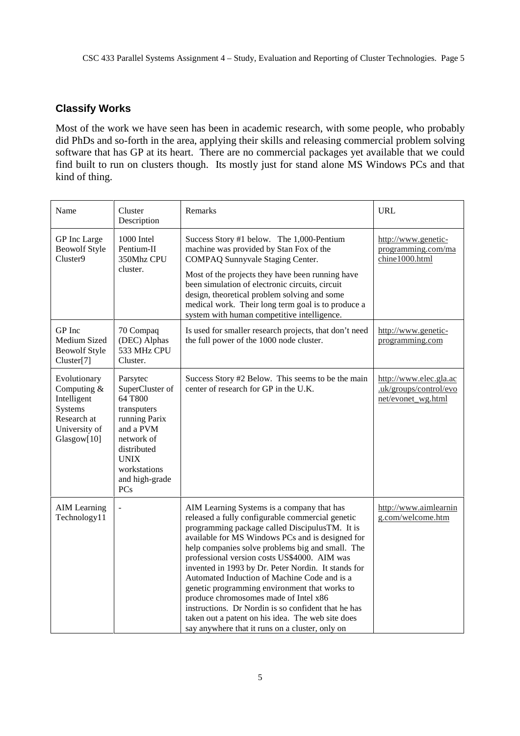## Classify Works

Most of the work we have seen has been in academic research, with some people, who probably did PhDs and so-forth in the area, applying their skills and releasing commercial problem solving software that has GP at its heart. There are no commercial packages yet available that we could find built to run on clusters though. Its mostly just for stand alone MS Windows PCs and that kind of thing.

| Name | Cluster Description | Remarks | URL |
|---|---|---|---|
| GP Inc Large Beowolf Style Cluster9 | 1000 Intel Pentium-II 350Mhz CPU cluster. | Success Story #1 below. The 1,000-Pentium machine was provided by Stan Fox of the COMPAQ Sunnyvale Staging Center.<br><br>Most of the projects they have been running have been simulation of electronic circuits, circuit design, theoretical problem solving and some medical work. Their long term goal is to produce a system with human competitive intelligence. | http://www.genetic-programming.com/machine1000.html |
| GP Inc Medium Sized Beowolf Style Cluster[7] | 70 Compaq (DEC) Alphas 533 MHz CPU Cluster. | Is used for smaller research projects, that don't need the full power of the 1000 node cluster. | http://www.genetic-programming.com |
| Evolutionary Computing & Intelligent Systems Research at University of Glasgow[10] | Parsytec SuperCluster of 64 T800 transputers running Parix and a PVM network of distributed UNIX workstations and high-grade PCs | Success Story #2 Below. This seems to be the main center of research for GP in the U.K. | http://www.elec.gla.ac.uk/groups/control/evonet/evonet_wg.html |
| AIM Learning Technology11 | - | AIM Learning Systems is a company that has released a fully configurable commercial genetic programming package called DiscipulusTM. It is available for MS Windows PCs and is designed for help companies solve problems big and small. The professional version costs US$4000. AIM was invented in 1993 by Dr. Peter Nordin. It stands for Automated Induction of Machine Code and is a genetic programming environment that works to produce chromosomes made of Intel x86 instructions. Dr Nordin is so confident that he has taken out a patent on his idea. The web site does say anywhere that it runs on a cluster, only on | http://www.aimlearning.com/welcome.htm |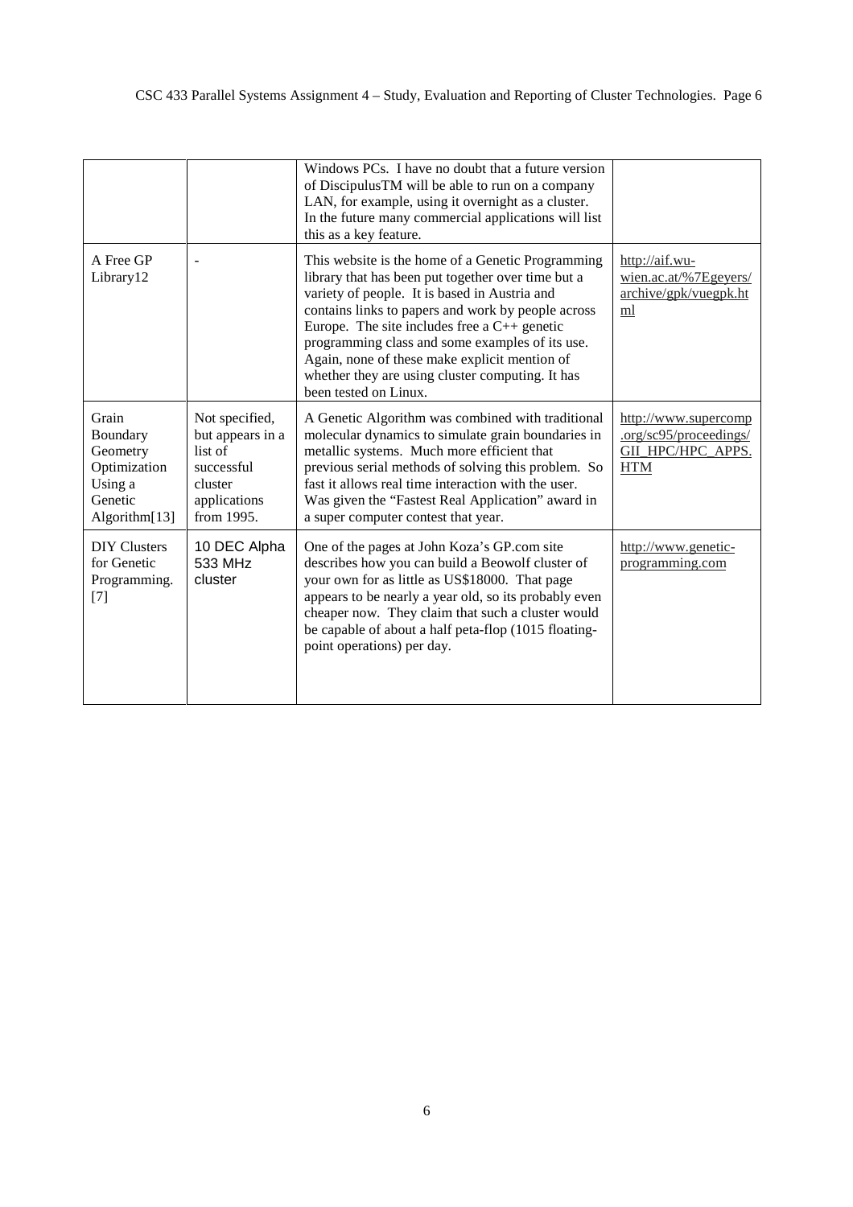|  |  |  |  |
| --- | --- | --- | --- |
|  |  | Windows PCs. I have no doubt that a future version of DisciplusTM will be able to run on a company LAN, for example, using it overnight as a cluster. In the future many commercial applications will list this as a key feature. |  |
| A Free GP Library12 | - | This website is the home of a Genetic Programming library that has been put together over time but a variety of people. It is based in Austria and contains links to papers and work by people across Europe. The site includes free a C++ genetic programming class and some examples of its use. Again, none of these make explicit mention of whether they are using cluster computing. It has been tested on Linux. | http://aif.wu-wien.ac.at/%7Egeyers/archive/gpk/vuegpk.html |
| Grain Boundary Geometry Optimization Using a Genetic Algorithm[13] | Not specified, but appears in a list of successful cluster applications from 1995. | A Genetic Algorithm was combined with traditional molecular dynamics to simulate grain boundaries in metallic systems. Much more efficient that previous serial methods of solving this problem. So fast it allows real time interaction with the user. Was given the "Fastest Real Application" award in a super computer contest that year. | http://www.supercomp.org/sc95/proceedings/GII_HPC/HPC_APPS.HTM |
| DIY Clusters for Genetic Programming. [7] | 10 DEC Alpha 533 MHz cluster | One of the pages at John Koza's GP.com site describes how you can build a Beowolf cluster of your own for as little as US$18000. That page appears to be nearly a year old, so its probably even cheaper now. They claim that such a cluster would be capable of about a half peta-flop (1015 floating-point operations) per day. | http://www.genetic-programming.com |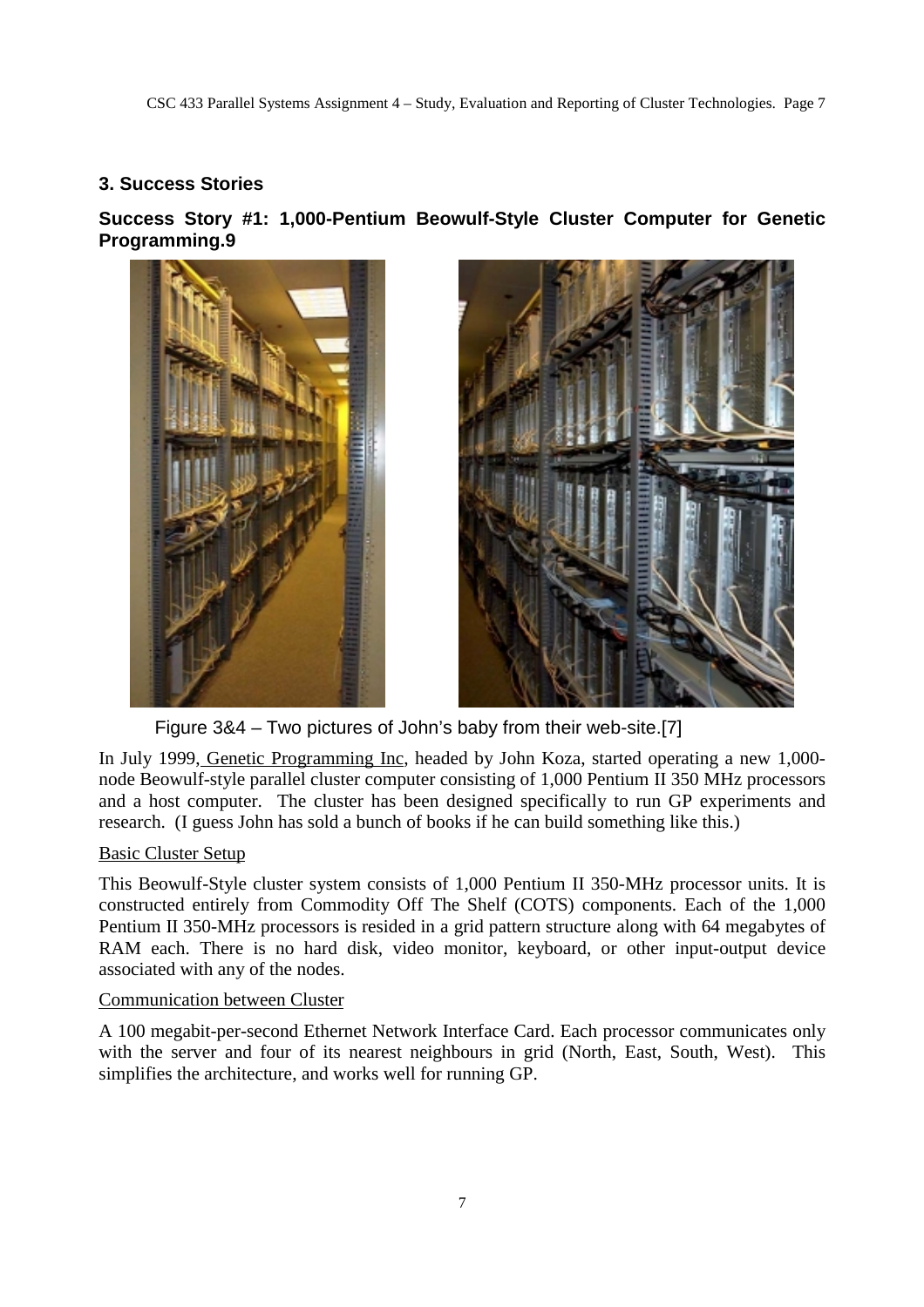## 3. Success Stories

### Success Story #1: 1,000-Pentium Beowulf-Style Cluster Computer for Genetic Programming.9

Figure 3&4 – Two pictures of John's baby from their web-site.[7]

In July 1999, Genetic Programming Inc, headed by John Koza, started operating a new 1,000-node Beowulf-style parallel cluster computer consisting of 1,000 Pentium II 350 MHz processors and a host computer. The cluster has been designed specifically to run GP experiments and research. (I guess John has sold a bunch of books if he can build something like this.)

Basic Cluster Setup

This Beowulf-Style cluster system consists of 1,000 Pentium II 350-MHz processor units. It is constructed entirely from Commodity Off The Shelf (COTS) components. Each of the 1,000 Pentium II 350-MHz processors is resided in a grid pattern structure along with 64 megabytes of RAM each. There is no hard disk, video monitor, keyboard, or other input-output device associated with any of the nodes.

Communication between Cluster

A 100 megabit-per-second Ethernet Network Interface Card. Each processor communicates only with the server and four of its nearest neighbours in grid (North, East, South, West). This simplifies the architecture, and works well for running GP.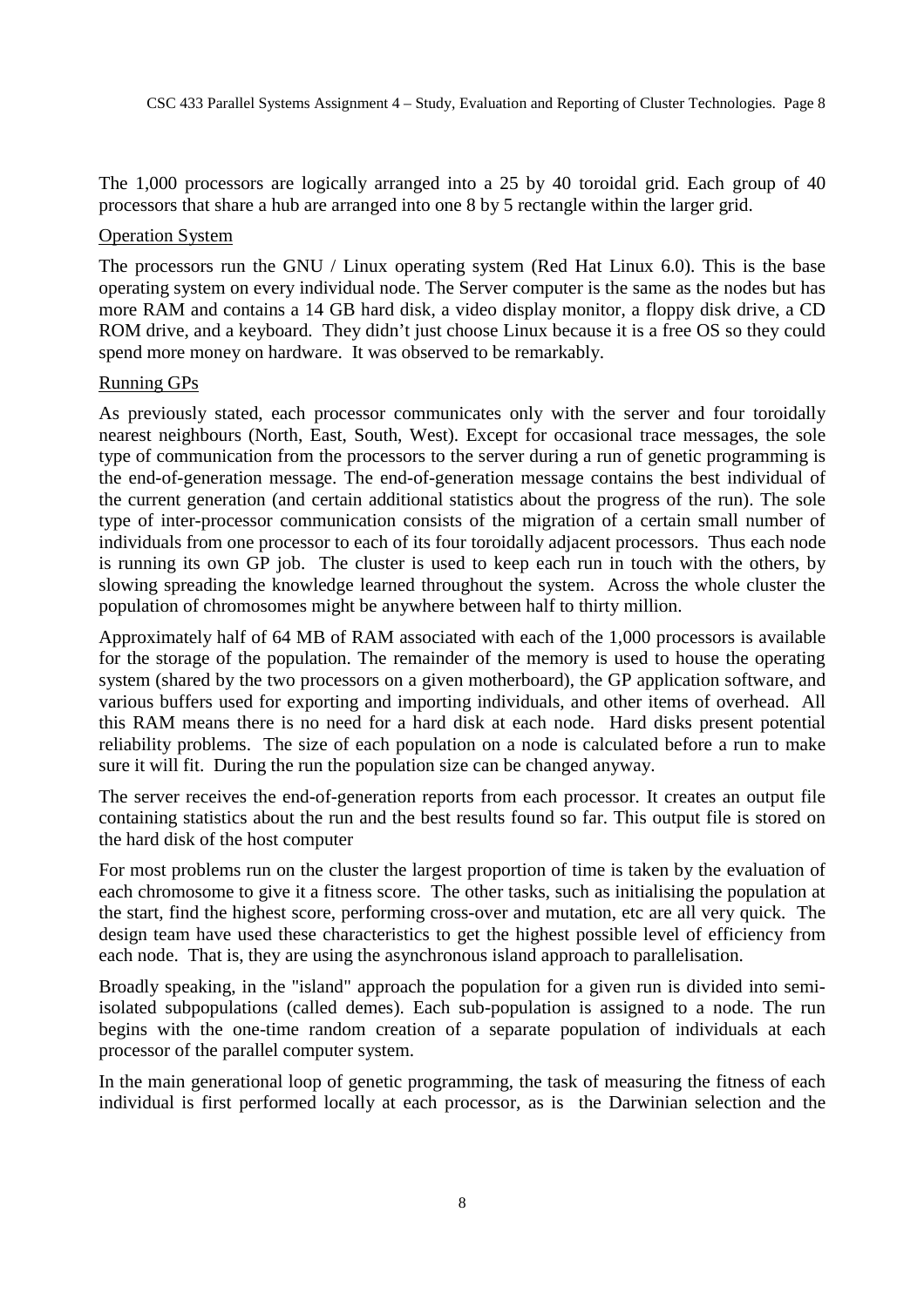The 1,000 processors are logically arranged into a 25 by 40 toroidal grid. Each group of 40 processors that share a hub are arranged into one 8 by 5 rectangle within the larger grid.

Operation System

The processors run the GNU / Linux operating system (Red Hat Linux 6.0). This is the base operating system on every individual node. The Server computer is the same as the nodes but has more RAM and contains a 14 GB hard disk, a video display monitor, a floppy disk drive, a CD ROM drive, and a keyboard. They didn't just choose Linux because it is a free OS so they could spend more money on hardware. It was observed to be remarkably.

Running GPs

As previously stated, each processor communicates only with the server and four toroidally nearest neighbours (North, East, South, West). Except for occasional trace messages, the sole type of communication from the processors to the server during a run of genetic programming is the end-of-generation message. The end-of-generation message contains the best individual of the current generation (and certain additional statistics about the progress of the run). The sole type of inter-processor communication consists of the migration of a certain small number of individuals from one processor to each of its four toroidally adjacent processors. Thus each node is running its own GP job. The cluster is used to keep each run in touch with the others, by slowing spreading the knowledge learned throughout the system. Across the whole cluster the population of chromosomes might be anywhere between half to thirty million.

Approximately half of 64 MB of RAM associated with each of the 1,000 processors is available for the storage of the population. The remainder of the memory is used to house the operating system (shared by the two processors on a given motherboard), the GP application software, and various buffers used for exporting and importing individuals, and other items of overhead. All this RAM means there is no need for a hard disk at each node. Hard disks present potential reliability problems. The size of each population on a node is calculated before a run to make sure it will fit. During the run the population size can be changed anyway.

The server receives the end-of-generation reports from each processor. It creates an output file containing statistics about the run and the best results found so far. This output file is stored on the hard disk of the host computer

For most problems run on the cluster the largest proportion of time is taken by the evaluation of each chromosome to give it a fitness score. The other tasks, such as initialising the population at the start, find the highest score, performing cross-over and mutation, etc are all very quick. The design team have used these characteristics to get the highest possible level of efficiency from each node. That is, they are using the asynchronous island approach to parallelisation.

Broadly speaking, in the "island" approach the population for a given run is divided into semi-isolated subpopulations (called demes). Each sub-population is assigned to a node. The run begins with the one-time random creation of a separate population of individuals at each processor of the parallel computer system.

In the main generational loop of genetic programming, the task of measuring the fitness of each individual is first performed locally at each processor, as is the Darwinian selection and the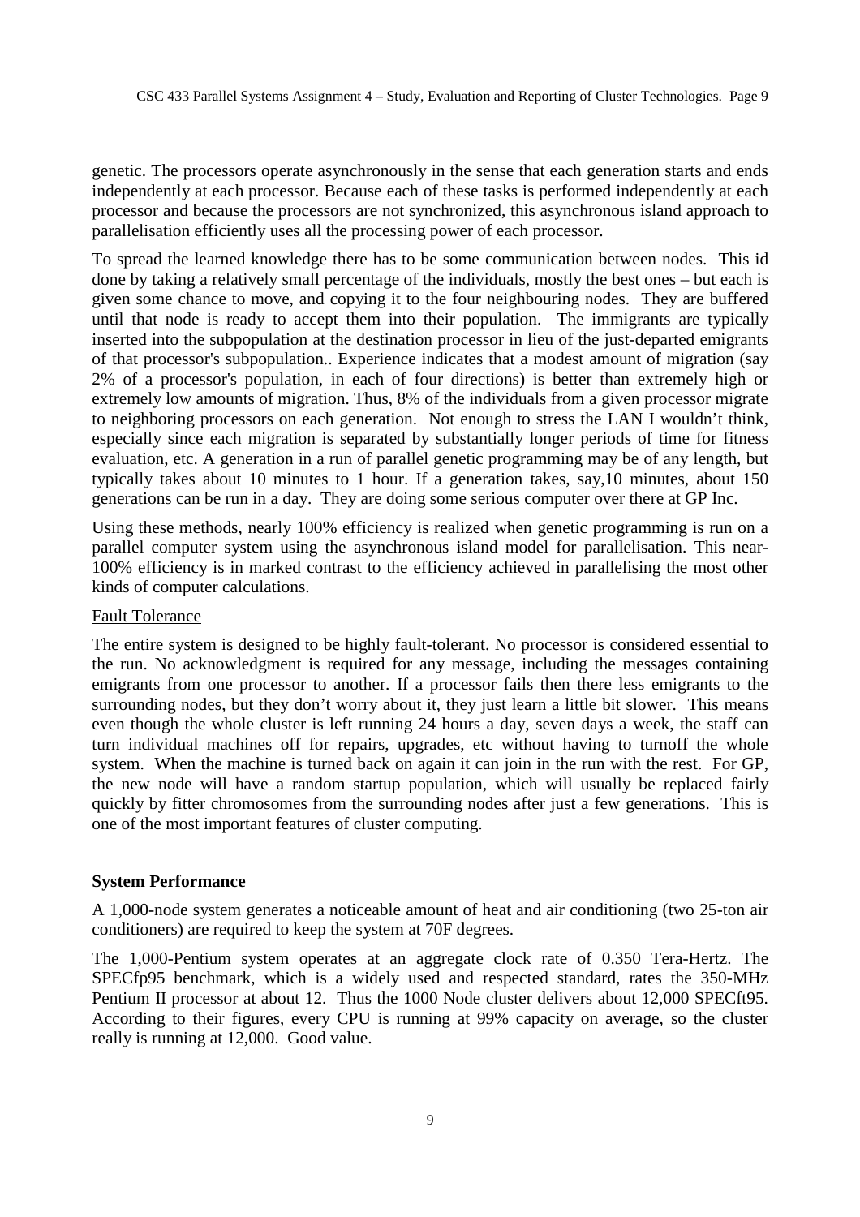genetic. The processors operate asynchronously in the sense that each generation starts and ends independently at each processor. Because each of these tasks is performed independently at each processor and because the processors are not synchronized, this asynchronous island approach to parallelisation efficiently uses all the processing power of each processor.

To spread the learned knowledge there has to be some communication between nodes. This id done by taking a relatively small percentage of the individuals, mostly the best ones – but each is given some chance to move, and copying it to the four neighbouring nodes. They are buffered until that node is ready to accept them into their population. The immigrants are typically inserted into the subpopulation at the destination processor in lieu of the just-departed emigrants of that processor's subpopulation.. Experience indicates that a modest amount of migration (say 2% of a processor's population, in each of four directions) is better than extremely high or extremely low amounts of migration. Thus, 8% of the individuals from a given processor migrate to neighboring processors on each generation. Not enough to stress the LAN I wouldn't think, especially since each migration is separated by substantially longer periods of time for fitness evaluation, etc. A generation in a run of parallel genetic programming may be of any length, but typically takes about 10 minutes to 1 hour. If a generation takes, say,10 minutes, about 150 generations can be run in a day. They are doing some serious computer over there at GP Inc.

Using these methods, nearly 100% efficiency is realized when genetic programming is run on a parallel computer system using the asynchronous island model for parallelisation. This near-100% efficiency is in marked contrast to the efficiency achieved in parallelising the most other kinds of computer calculations.

Fault Tolerance

The entire system is designed to be highly fault-tolerant. No processor is considered essential to the run. No acknowledgment is required for any message, including the messages containing emigrants from one processor to another. If a processor fails then there less emigrants to the surrounding nodes, but they don't worry about it, they just learn a little bit slower. This means even though the whole cluster is left running 24 hours a day, seven days a week, the staff can turn individual machines off for repairs, upgrades, etc without having to turnoff the whole system. When the machine is turned back on again it can join in the run with the rest. For GP, the new node will have a random startup population, which will usually be replaced fairly quickly by fitter chromosomes from the surrounding nodes after just a few generations. This is one of the most important features of cluster computing.

**System Performance**

A 1,000-node system generates a noticeable amount of heat and air conditioning (two 25-ton air conditioners) are required to keep the system at 70F degrees.

The 1,000-Pentium system operates at an aggregate clock rate of 0.350 Tera-Hertz. The SPECfp95 benchmark, which is a widely used and respected standard, rates the 350-MHz Pentium II processor at about 12. Thus the 1000 Node cluster delivers about 12,000 SPECft95. According to their figures, every CPU is running at 99% capacity on average, so the cluster really is running at 12,000. Good value.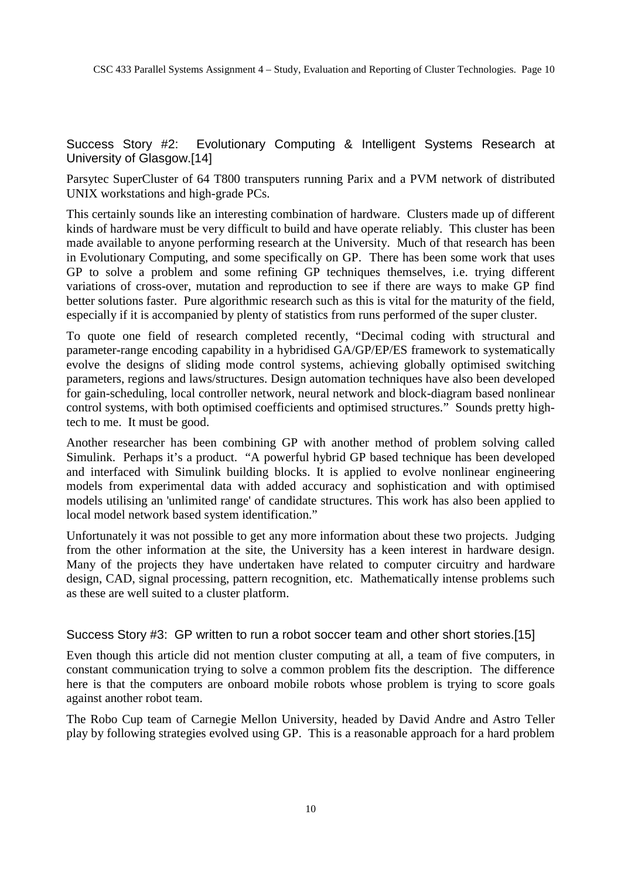## Success Story #2: Evolutionary Computing & Intelligent Systems Research at University of Glasgow.[14]

Parsytec SuperCluster of 64 T800 transputers running Parix and a PVM network of distributed UNIX workstations and high-grade PCs.

This certainly sounds like an interesting combination of hardware. Clusters made up of different kinds of hardware must be very difficult to build and have operate reliably. This cluster has been made available to anyone performing research at the University. Much of that research has been in Evolutionary Computing, and some specifically on GP. There has been some work that uses GP to solve a problem and some refining GP techniques themselves, i.e. trying different variations of cross-over, mutation and reproduction to see if there are ways to make GP find better solutions faster. Pure algorithmic research such as this is vital for the maturity of the field, especially if it is accompanied by plenty of statistics from runs performed of the super cluster.

To quote one field of research completed recently, "Decimal coding with structural and parameter-range encoding capability in a hybridised GA/GP/EP/ES framework to systematically evolve the designs of sliding mode control systems, achieving globally optimised switching parameters, regions and laws/structures. Design automation techniques have also been developed for gain-scheduling, local controller network, neural network and block-diagram based nonlinear control systems, with both optimised coefficients and optimised structures." Sounds pretty high-tech to me. It must be good.

Another researcher has been combining GP with another method of problem solving called Simulink. Perhaps it's a product. "A powerful hybrid GP based technique has been developed and interfaced with Simulink building blocks. It is applied to evolve nonlinear engineering models from experimental data with added accuracy and sophistication and with optimised models utilising an 'unlimited range' of candidate structures. This work has also been applied to local model network based system identification."

Unfortunately it was not possible to get any more information about these two projects. Judging from the other information at the site, the University has a keen interest in hardware design. Many of the projects they have undertaken have related to computer circuitry and hardware design, CAD, signal processing, pattern recognition, etc. Mathematically intense problems such as these are well suited to a cluster platform.

## Success Story #3: GP written to run a robot soccer team and other short stories.[15]

Even though this article did not mention cluster computing at all, a team of five computers, in constant communication trying to solve a common problem fits the description. The difference here is that the computers are onboard mobile robots whose problem is trying to score goals against another robot team.

The Robo Cup team of Carnegie Mellon University, headed by David Andre and Astro Teller play by following strategies evolved using GP. This is a reasonable approach for a hard problem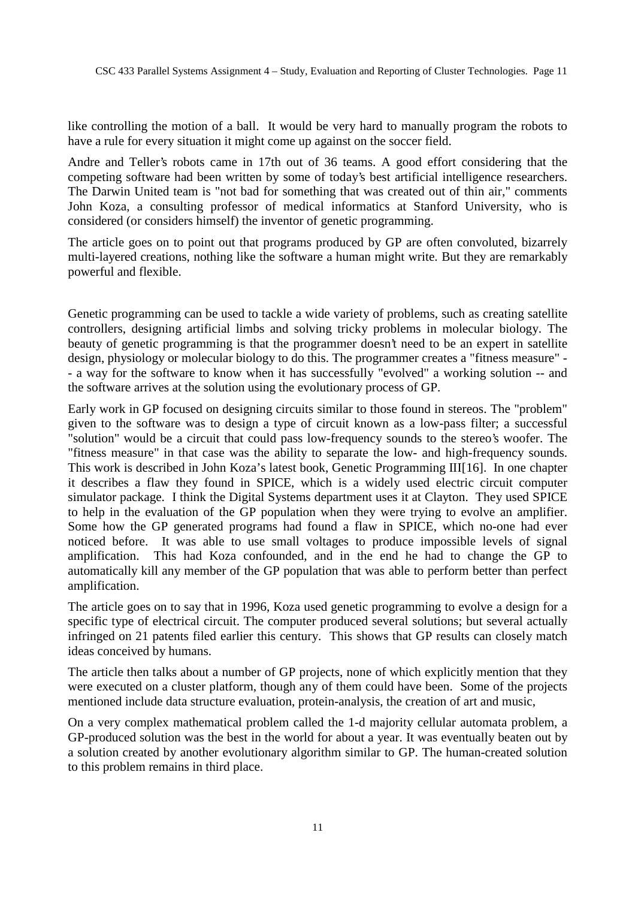like controlling the motion of a ball. It would be very hard to manually program the robots to have a rule for every situation it might come up against on the soccer field.

Andre and Teller's robots came in 17th out of 36 teams. A good effort considering that the competing software had been written by some of today's best artificial intelligence researchers. The Darwin United team is "not bad for something that was created out of thin air," comments John Koza, a consulting professor of medical informatics at Stanford University, who is considered (or considers himself) the inventor of genetic programming.

The article goes on to point out that programs produced by GP are often convoluted, bizarrely multi-layered creations, nothing like the software a human might write. But they are remarkably powerful and flexible.

Genetic programming can be used to tackle a wide variety of problems, such as creating satellite controllers, designing artificial limbs and solving tricky problems in molecular biology. The beauty of genetic programming is that the programmer doesn't need to be an expert in satellite design, physiology or molecular biology to do this. The programmer creates a "fitness measure" -- a way for the software to know when it has successfully "evolved" a working solution -- and the software arrives at the solution using the evolutionary process of GP.

Early work in GP focused on designing circuits similar to those found in stereos. The "problem" given to the software was to design a type of circuit known as a low-pass filter; a successful "solution" would be a circuit that could pass low-frequency sounds to the stereo's woofer. The "fitness measure" in that case was the ability to separate the low- and high-frequency sounds. This work is described in John Koza's latest book, Genetic Programming III[16]. In one chapter it describes a flaw they found in SPICE, which is a widely used electric circuit computer simulator package. I think the Digital Systems department uses it at Clayton. They used SPICE to help in the evaluation of the GP population when they were trying to evolve an amplifier. Some how the GP generated programs had found a flaw in SPICE, which no-one had ever noticed before. It was able to use small voltages to produce impossible levels of signal amplification. This had Koza confounded, and in the end he had to change the GP to automatically kill any member of the GP population that was able to perform better than perfect amplification.

The article goes on to say that in 1996, Koza used genetic programming to evolve a design for a specific type of electrical circuit. The computer produced several solutions; but several actually infringed on 21 patents filed earlier this century. This shows that GP results can closely match ideas conceived by humans.

The article then talks about a number of GP projects, none of which explicitly mention that they were executed on a cluster platform, though any of them could have been. Some of the projects mentioned include data structure evaluation, protein-analysis, the creation of art and music,

On a very complex mathematical problem called the 1-d majority cellular automata problem, a GP-produced solution was the best in the world for about a year. It was eventually beaten out by a solution created by another evolutionary algorithm similar to GP. The human-created solution to this problem remains in third place.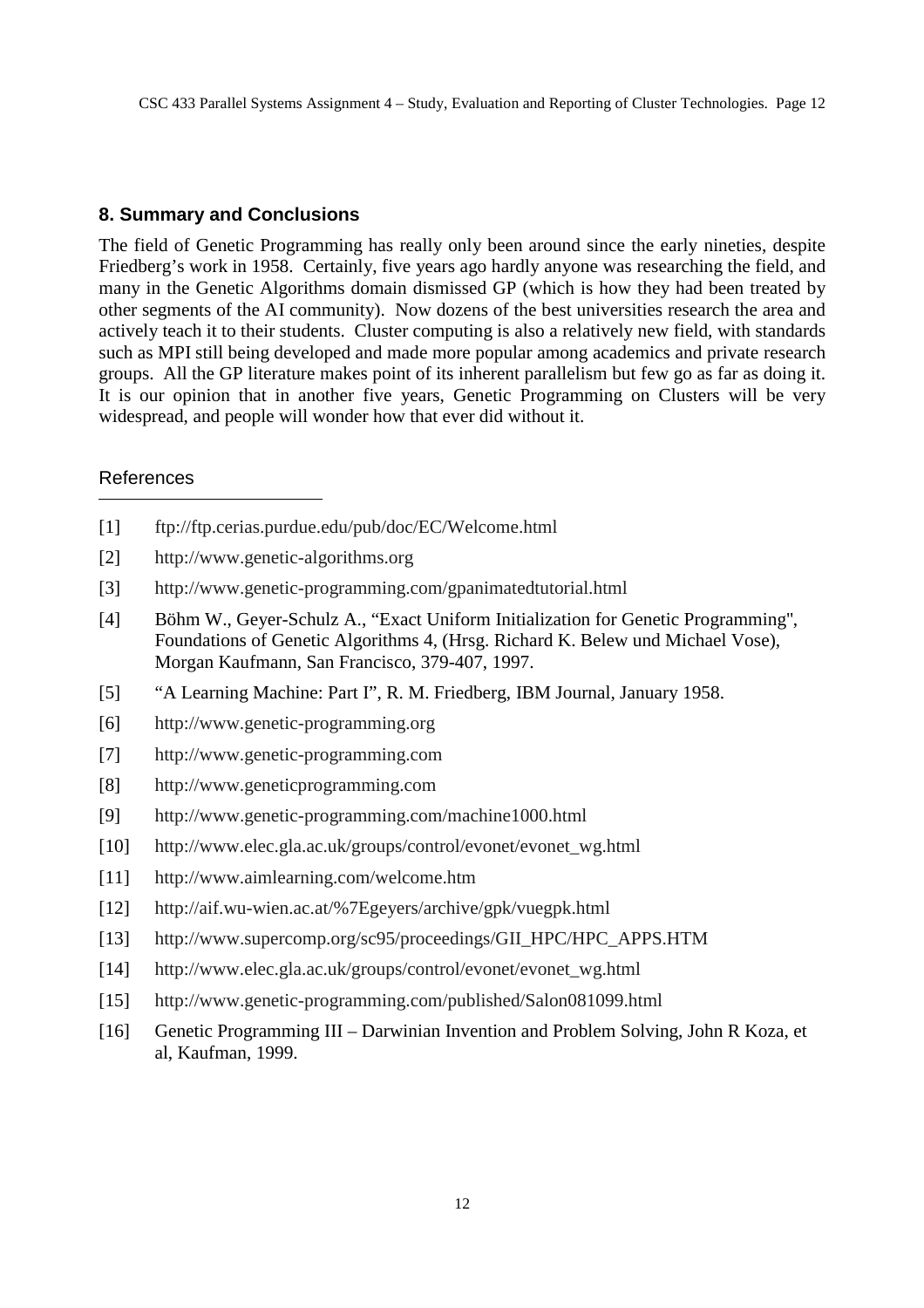## 8. Summary and Conclusions

The field of Genetic Programming has really only been around since the early nineties, despite Friedberg's work in 1958. Certainly, five years ago hardly anyone was researching the field, and many in the Genetic Algorithms domain dismissed GP (which is how they had been treated by other segments of the AI community). Now dozens of the best universities research the area and actively teach it to their students. Cluster computing is also a relatively new field, with standards such as MPI still being developed and made more popular among academics and private research groups. All the GP literature makes point of its inherent parallelism but few go as far as doing it. It is our opinion that in another five years, Genetic Programming on Clusters will be very widespread, and people will wonder how that ever did without it.

## References

[1] ftp://ftp.cerias.purdue.edu/pub/doc/EC/Welcome.html

[2] http://www.genetic-algorithms.org

[3] http://www.genetic-programming.com/gpanimatedtutorial.html

[4] Böhm W., Geyer-Schulz A., "Exact Uniform Initialization for Genetic Programming", Foundations of Genetic Algorithms 4, (Hrsg. Richard K. Belew und Michael Vose), Morgan Kaufmann, San Francisco, 379-407, 1997.

[5] "A Learning Machine: Part I", R. M. Friedberg, IBM Journal, January 1958.

[6] http://www.genetic-programming.org

[7] http://www.genetic-programming.com

[8] http://www.geneticprogramming.com

[9] http://www.genetic-programming.com/machine1000.html

[10] http://www.elec.gla.ac.uk/groups/control/evonet/evonet_wg.html

[11] http://www.aimlearning.com/welcome.htm

[12] http://aif.wu-wien.ac.at/%7Egeyers/archive/gpk/vuegpk.html

[13] http://www.supercomp.org/sc95/proceedings/GII_HPC/HPC_APPS.HTM

[14] http://www.elec.gla.ac.uk/groups/control/evonet/evonet_wg.html

[15] http://www.genetic-programming.com/published/Salon081099.html

[16] Genetic Programming III – Darwinian Invention and Problem Solving, John R Koza, et al, Kaufman, 1999.